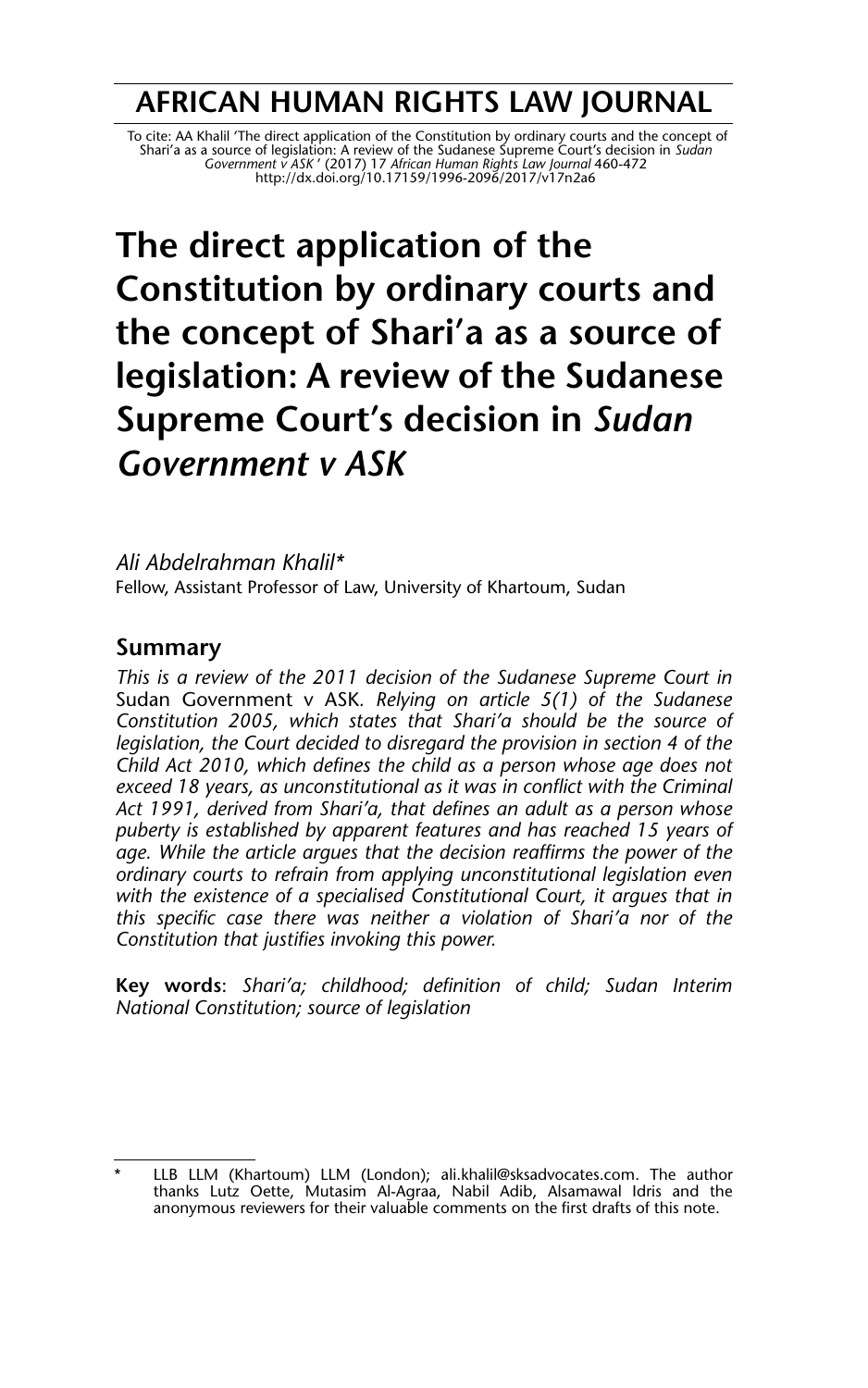# AFRICAN HUMAN RIGHTS LAW JOURNAL

To cite: AA Khalil 'The direct application of the Constitution by ordinary courts and the concept of Shari'a as a source of legislation: A review of the Sudanese Supreme Court's decision in *Sudan Government v ASK* ' (2017) 17 *African Human Rights Law Journal* 460-472
http://dx.doi.org/10.17159/1996-2096/2017/v17n2a6

# The direct application of the Constitution by ordinary courts and the concept of Shari'a as a source of legislation: A review of the Sudanese Supreme Court's decision in *Sudan Government v ASK*

*Ali Abdelrahman Khalil**
Fellow, Assistant Professor of Law, University of Khartoum, Sudan

## Summary

*This is a review of the 2011 decision of the Sudanese Supreme Court in* Sudan Government v ASK*. Relying on article 5(1) of the Sudanese Constitution 2005, which states that Shari'a should be the source of legislation, the Court decided to disregard the provision in section 4 of the Child Act 2010, which defines the child as a person whose age does not exceed 18 years, as unconstitutional as it was in conflict with the Criminal Act 1991, derived from Shari'a, that defines an adult as a person whose puberty is established by apparent features and has reached 15 years of age. While the article argues that the decision reaffirms the power of the ordinary courts to refrain from applying unconstitutional legislation even with the existence of a specialised Constitutional Court, it argues that in this specific case there was neither a violation of Shari'a nor of the Constitution that justifies invoking this power.*

**Key words**: *Shari'a; childhood; definition of child; Sudan Interim National Constitution; source of legislation*

---

\* LLB LLM (Khartoum) LLM (London); ali.khalil@sksadvocates.com. The author thanks Lutz Oette, Mutasim Al-Agraa, Nabil Adib, Alsamawal Idris and the anonymous reviewers for their valuable comments on the first drafts of this note.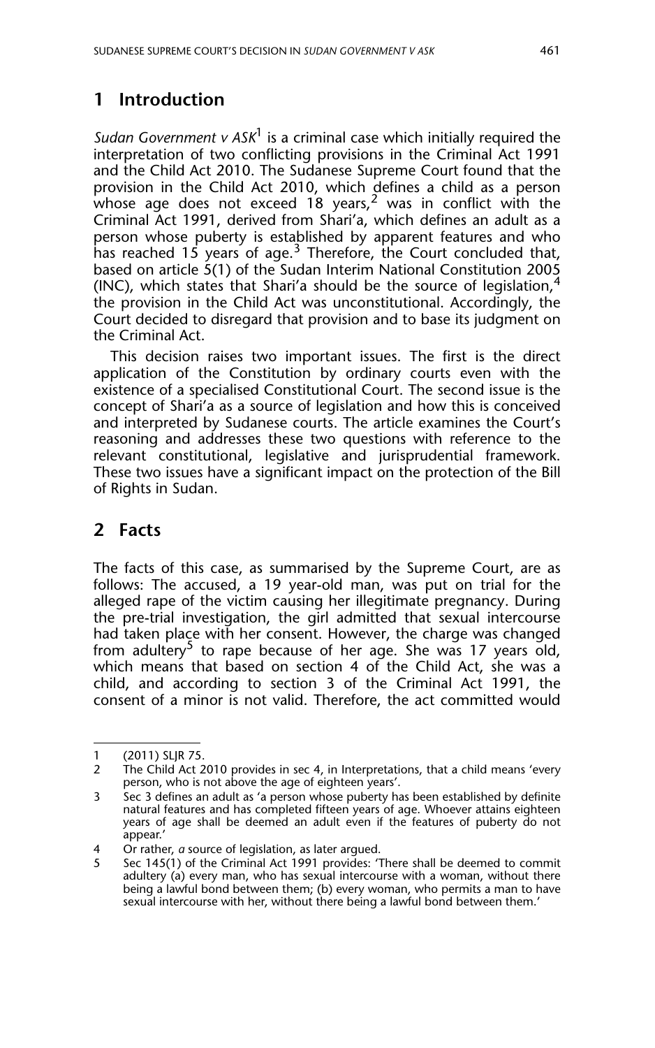## 1 Introduction

*Sudan Government v ASK*[1] is a criminal case which initially required the interpretation of two conflicting provisions in the Criminal Act 1991 and the Child Act 2010. The Sudanese Supreme Court found that the provision in the Child Act 2010, which defines a child as a person whose age does not exceed 18 years,[2] was in conflict with the Criminal Act 1991, derived from Shari'a, which defines an adult as a person whose puberty is established by apparent features and who has reached 15 years of age.[3] Therefore, the Court concluded that, based on article 5(1) of the Sudan Interim National Constitution 2005 (INC), which states that Shari'a should be the source of legislation,[4] the provision in the Child Act was unconstitutional. Accordingly, the Court decided to disregard that provision and to base its judgment on the Criminal Act.

This decision raises two important issues. The first is the direct application of the Constitution by ordinary courts even with the existence of a specialised Constitutional Court. The second issue is the concept of Shari'a as a source of legislation and how this is conceived and interpreted by Sudanese courts. The article examines the Court's reasoning and addresses these two questions with reference to the relevant constitutional, legislative and jurisprudential framework. These two issues have a significant impact on the protection of the Bill of Rights in Sudan.

## 2 Facts

The facts of this case, as summarised by the Supreme Court, are as follows: The accused, a 19 year-old man, was put on trial for the alleged rape of the victim causing her illegitimate pregnancy. During the pre-trial investigation, the girl admitted that sexual intercourse had taken place with her consent. However, the charge was changed from adultery[5] to rape because of her age. She was 17 years old, which means that based on section 4 of the Child Act, she was a child, and according to section 3 of the Criminal Act 1991, the consent of a minor is not valid. Therefore, the act committed would

---

1 (2011) SLJR 75.

2 The Child Act 2010 provides in sec 4, in Interpretations, that a child means 'every person, who is not above the age of eighteen years'.

3 Sec 3 defines an adult as 'a person whose puberty has been established by definite natural features and has completed fifteen years of age. Whoever attains eighteen years of age shall be deemed an adult even if the features of puberty do not appear.'

4 Or rather, *a* source of legislation, as later argued.

5 Sec 145(1) of the Criminal Act 1991 provides: 'There shall be deemed to commit adultery (a) every man, who has sexual intercourse with a woman, without there being a lawful bond between them; (b) every woman, who permits a man to have sexual intercourse with her, without there being a lawful bond between them.'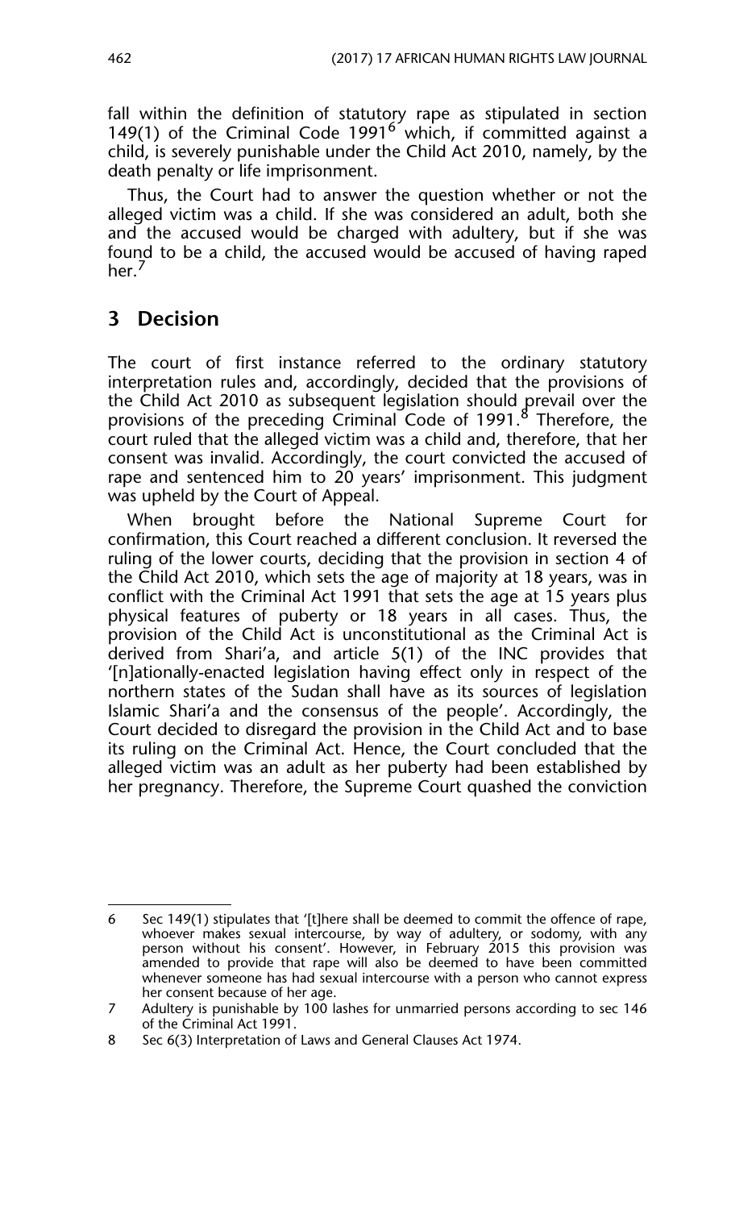fall within the definition of statutory rape as stipulated in section 149(1) of the Criminal Code 1991[6] which, if committed against a child, is severely punishable under the Child Act 2010, namely, by the death penalty or life imprisonment.

Thus, the Court had to answer the question whether or not the alleged victim was a child. If she was considered an adult, both she and the accused would be charged with adultery, but if she was found to be a child, the accused would be accused of having raped her.[7]

## 3 Decision

The court of first instance referred to the ordinary statutory interpretation rules and, accordingly, decided that the provisions of the Child Act 2010 as subsequent legislation should prevail over the provisions of the preceding Criminal Code of 1991.[8] Therefore, the court ruled that the alleged victim was a child and, therefore, that her consent was invalid. Accordingly, the court convicted the accused of rape and sentenced him to 20 years' imprisonment. This judgment was upheld by the Court of Appeal.

When brought before the National Supreme Court for confirmation, this Court reached a different conclusion. It reversed the ruling of the lower courts, deciding that the provision in section 4 of the Child Act 2010, which sets the age of majority at 18 years, was in conflict with the Criminal Act 1991 that sets the age at 15 years plus physical features of puberty or 18 years in all cases. Thus, the provision of the Child Act is unconstitutional as the Criminal Act is derived from Shari'a, and article 5(1) of the INC provides that '[n]ationally-enacted legislation having effect only in respect of the northern states of the Sudan shall have as its sources of legislation Islamic Shari'a and the consensus of the people'. Accordingly, the Court decided to disregard the provision in the Child Act and to base its ruling on the Criminal Act. Hence, the Court concluded that the alleged victim was an adult as her puberty had been established by her pregnancy. Therefore, the Supreme Court quashed the conviction

---

6 Sec 149(1) stipulates that '[t]here shall be deemed to commit the offence of rape, whoever makes sexual intercourse, by way of adultery, or sodomy, with any person without his consent'. However, in February 2015 this provision was amended to provide that rape will also be deemed to have been committed whenever someone has had sexual intercourse with a person who cannot express her consent because of her age.

7 Adultery is punishable by 100 lashes for unmarried persons according to sec 146 of the Criminal Act 1991.

8 Sec 6(3) Interpretation of Laws and General Clauses Act 1974.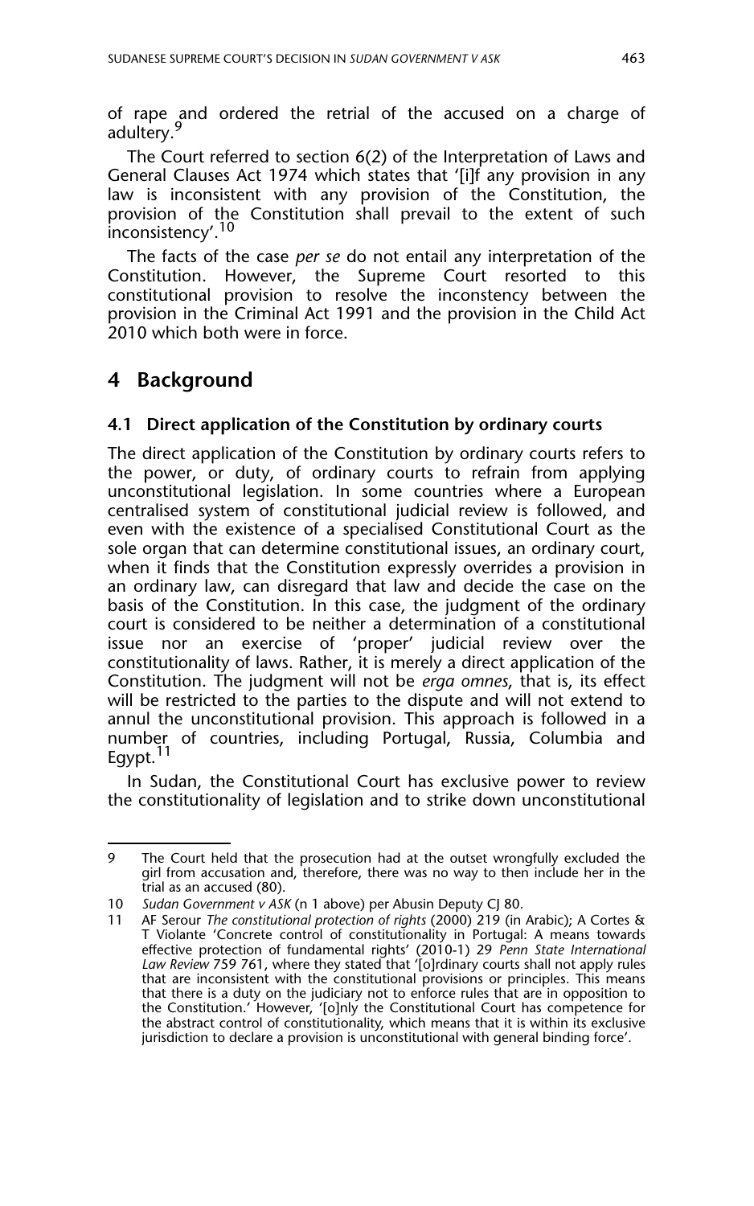of rape and ordered the retrial of the accused on a charge of adultery.[9]

The Court referred to section 6(2) of the Interpretation of Laws and General Clauses Act 1974 which states that '[i]f any provision in any law is inconsistent with any provision of the Constitution, the provision of the Constitution shall prevail to the extent of such inconsistency'.[10]

The facts of the case *per se* do not entail any interpretation of the Constitution. However, the Supreme Court resorted to this constitutional provision to resolve the inconstency between the provision in the Criminal Act 1991 and the provision in the Child Act 2010 which both were in force.

## 4 Background

### 4.1 Direct application of the Constitution by ordinary courts

The direct application of the Constitution by ordinary courts refers to the power, or duty, of ordinary courts to refrain from applying unconstitutional legislation. In some countries where a European centralised system of constitutional judicial review is followed, and even with the existence of a specialised Constitutional Court as the sole organ that can determine constitutional issues, an ordinary court, when it finds that the Constitution expressly overrides a provision in an ordinary law, can disregard that law and decide the case on the basis of the Constitution. In this case, the judgment of the ordinary court is considered to be neither a determination of a constitutional issue nor an exercise of 'proper' judicial review over the constitutionality of laws. Rather, it is merely a direct application of the Constitution. The judgment will not be *erga omnes*, that is, its effect will be restricted to the parties to the dispute and will not extend to annul the unconstitutional provision. This approach is followed in a number of countries, including Portugal, Russia, Columbia and Egypt.[11]

In Sudan, the Constitutional Court has exclusive power to review the constitutionality of legislation and to strike down unconstitutional

---

9 The Court held that the prosecution had at the outset wrongfully excluded the girl from accusation and, therefore, there was no way to then include her in the trial as an accused (80).

10 *Sudan Government v ASK* (n 1 above) per Abusin Deputy CJ 80.

11 AF Serour *The constitutional protection of rights* (2000) 219 (in Arabic); A Cortes & T Violante 'Concrete control of constitutionality in Portugal: A means towards effective protection of fundamental rights' (2010-1) 29 *Penn State International Law Review* 759 761, where they stated that '[o]rdinary courts shall not apply rules that are inconsistent with the constitutional provisions or principles. This means that there is a duty on the judiciary not to enforce rules that are in opposition to the Constitution.' However, '[o]nly the Constitutional Court has competence for the abstract control of constitutionality, which means that it is within its exclusive jurisdiction to declare a provision is unconstitutional with general binding force'.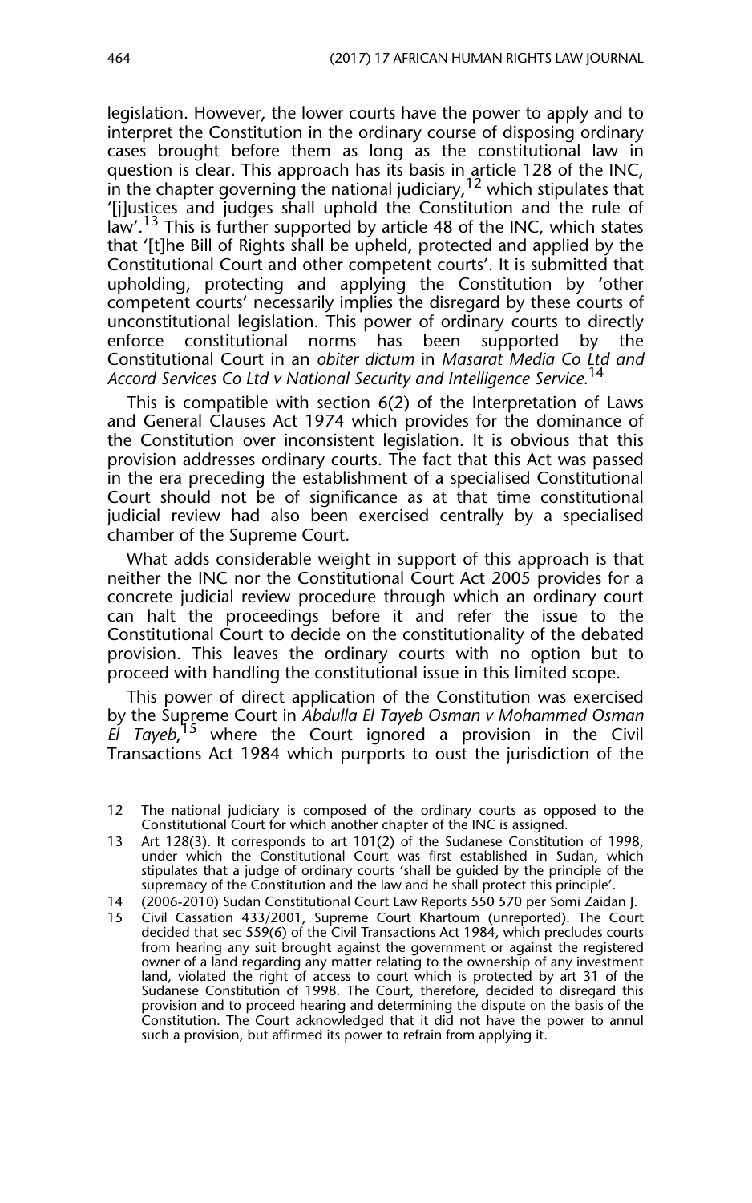legislation. However, the lower courts have the power to apply and to interpret the Constitution in the ordinary course of disposing ordinary cases brought before them as long as the constitutional law in question is clear. This approach has its basis in article 128 of the INC, in the chapter governing the national judiciary,[12] which stipulates that '[j]ustices and judges shall uphold the Constitution and the rule of law'.[13] This is further supported by article 48 of the INC, which states that '[t]he Bill of Rights shall be upheld, protected and applied by the Constitutional Court and other competent courts'. It is submitted that upholding, protecting and applying the Constitution by 'other competent courts' necessarily implies the disregard by these courts of unconstitutional legislation. This power of ordinary courts to directly enforce constitutional norms has been supported by the Constitutional Court in an *obiter dictum* in *Masarat Media Co Ltd and Accord Services Co Ltd v National Security and Intelligence Service.*[14]

This is compatible with section 6(2) of the Interpretation of Laws and General Clauses Act 1974 which provides for the dominance of the Constitution over inconsistent legislation. It is obvious that this provision addresses ordinary courts. The fact that this Act was passed in the era preceding the establishment of a specialised Constitutional Court should not be of significance as at that time constitutional judicial review had also been exercised centrally by a specialised chamber of the Supreme Court.

What adds considerable weight in support of this approach is that neither the INC nor the Constitutional Court Act 2005 provides for a concrete judicial review procedure through which an ordinary court can halt the proceedings before it and refer the issue to the Constitutional Court to decide on the constitutionality of the debated provision. This leaves the ordinary courts with no option but to proceed with handling the constitutional issue in this limited scope.

This power of direct application of the Constitution was exercised by the Supreme Court in *Abdulla El Tayeb Osman v Mohammed Osman El Tayeb*,[15] where the Court ignored a provision in the Civil Transactions Act 1984 which purports to oust the jurisdiction of the

---

12 The national judiciary is composed of the ordinary courts as opposed to the Constitutional Court for which another chapter of the INC is assigned.

13 Art 128(3). It corresponds to art 101(2) of the Sudanese Constitution of 1998, under which the Constitutional Court was first established in Sudan, which stipulates that a judge of ordinary courts 'shall be guided by the principle of the supremacy of the Constitution and the law and he shall protect this principle'.

14 (2006-2010) Sudan Constitutional Court Law Reports 550 570 per Somi Zaidan J.

15 Civil Cassation 433/2001, Supreme Court Khartoum (unreported). The Court decided that sec 559(6) of the Civil Transactions Act 1984, which precludes courts from hearing any suit brought against the government or against the registered owner of a land regarding any matter relating to the ownership of any investment land, violated the right of access to court which is protected by art 31 of the Sudanese Constitution of 1998. The Court, therefore, decided to disregard this provision and to proceed hearing and determining the dispute on the basis of the Constitution. The Court acknowledged that it did not have the power to annul such a provision, but affirmed its power to refrain from applying it.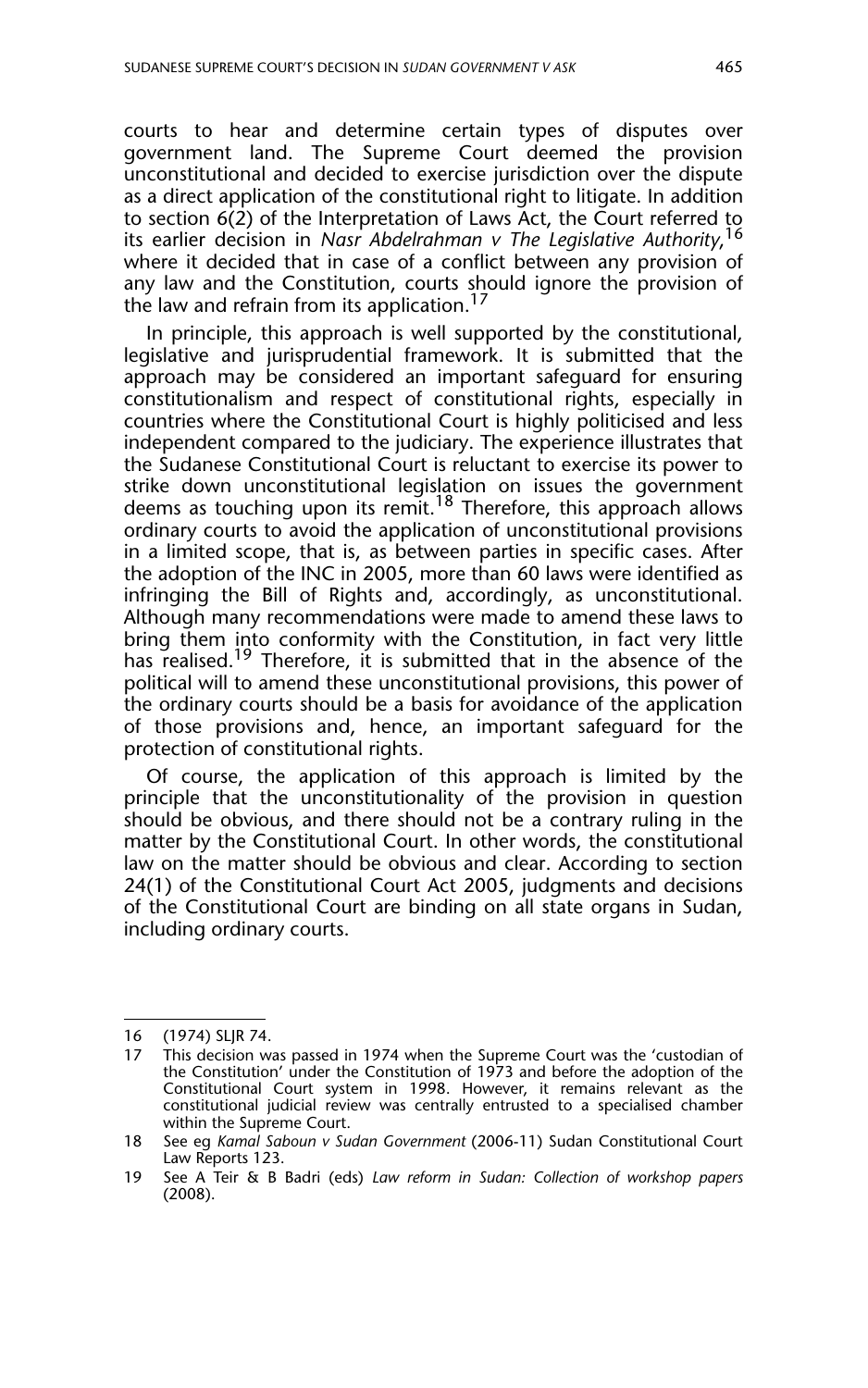courts to hear and determine certain types of disputes over government land. The Supreme Court deemed the provision unconstitutional and decided to exercise jurisdiction over the dispute as a direct application of the constitutional right to litigate. In addition to section 6(2) of the Interpretation of Laws Act, the Court referred to its earlier decision in *Nasr Abdelrahman v The Legislative Authority*,[16] where it decided that in case of a conflict between any provision of any law and the Constitution, courts should ignore the provision of the law and refrain from its application.[17]

In principle, this approach is well supported by the constitutional, legislative and jurisprudential framework. It is submitted that the approach may be considered an important safeguard for ensuring constitutionalism and respect of constitutional rights, especially in countries where the Constitutional Court is highly politicised and less independent compared to the judiciary. The experience illustrates that the Sudanese Constitutional Court is reluctant to exercise its power to strike down unconstitutional legislation on issues the government deems as touching upon its remit.[18] Therefore, this approach allows ordinary courts to avoid the application of unconstitutional provisions in a limited scope, that is, as between parties in specific cases. After the adoption of the INC in 2005, more than 60 laws were identified as infringing the Bill of Rights and, accordingly, as unconstitutional. Although many recommendations were made to amend these laws to bring them into conformity with the Constitution, in fact very little has realised.[19] Therefore, it is submitted that in the absence of the political will to amend these unconstitutional provisions, this power of the ordinary courts should be a basis for avoidance of the application of those provisions and, hence, an important safeguard for the protection of constitutional rights.

Of course, the application of this approach is limited by the principle that the unconstitutionality of the provision in question should be obvious, and there should not be a contrary ruling in the matter by the Constitutional Court. In other words, the constitutional law on the matter should be obvious and clear. According to section 24(1) of the Constitutional Court Act 2005, judgments and decisions of the Constitutional Court are binding on all state organs in Sudan, including ordinary courts.

---

16 (1974) SLJR 74.

17 This decision was passed in 1974 when the Supreme Court was the 'custodian of the Constitution' under the Constitution of 1973 and before the adoption of the Constitutional Court system in 1998. However, it remains relevant as the constitutional judicial review was centrally entrusted to a specialised chamber within the Supreme Court.

18 See eg *Kamal Saboun v Sudan Government* (2006-11) Sudan Constitutional Court Law Reports 123.

19 See A Teir & B Badri (eds) *Law reform in Sudan: Collection of workshop papers* (2008).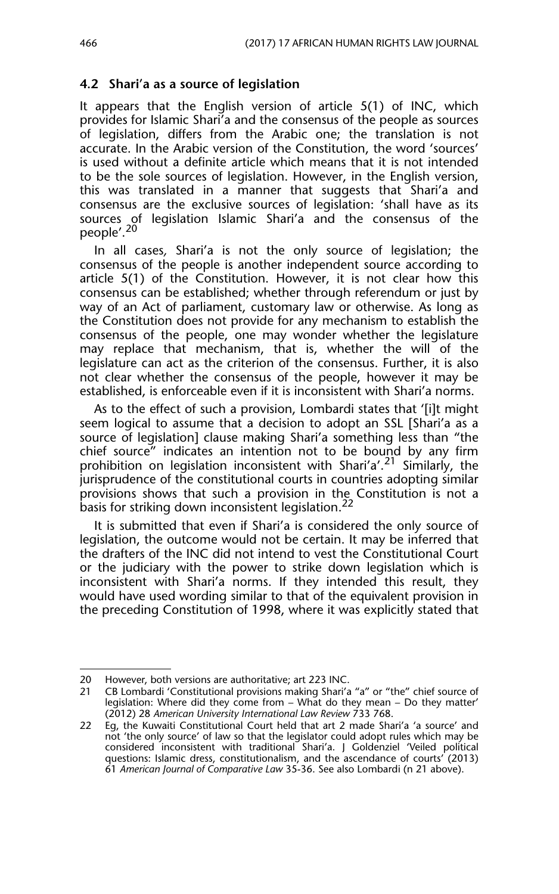### 4.2 Shari'a as a source of legislation

It appears that the English version of article 5(1) of INC, which provides for Islamic Shari'a and the consensus of the people as sources of legislation, differs from the Arabic one; the translation is not accurate. In the Arabic version of the Constitution, the word 'sources' is used without a definite article which means that it is not intended to be the sole sources of legislation. However, in the English version, this was translated in a manner that suggests that Shari'a and consensus are the exclusive sources of legislation: 'shall have as its sources of legislation Islamic Shari'a and the consensus of the people'.[20]

In all cases, Shari'a is not the only source of legislation; the consensus of the people is another independent source according to article 5(1) of the Constitution. However, it is not clear how this consensus can be established; whether through referendum or just by way of an Act of parliament, customary law or otherwise. As long as the Constitution does not provide for any mechanism to establish the consensus of the people, one may wonder whether the legislature may replace that mechanism, that is, whether the will of the legislature can act as the criterion of the consensus. Further, it is also not clear whether the consensus of the people, however it may be established, is enforceable even if it is inconsistent with Shari'a norms.

As to the effect of such a provision, Lombardi states that '[i]t might seem logical to assume that a decision to adopt an SSL [Shari'a as a source of legislation] clause making Shari'a something less than "the chief source" indicates an intention not to be bound by any firm prohibition on legislation inconsistent with Shari'a'.[21] Similarly, the jurisprudence of the constitutional courts in countries adopting similar provisions shows that such a provision in the Constitution is not a basis for striking down inconsistent legislation.[22]

It is submitted that even if Shari'a is considered the only source of legislation, the outcome would not be certain. It may be inferred that the drafters of the INC did not intend to vest the Constitutional Court or the judiciary with the power to strike down legislation which is inconsistent with Shari'a norms. If they intended this result, they would have used wording similar to that of the equivalent provision in the preceding Constitution of 1998, where it was explicitly stated that

---

20 However, both versions are authoritative; art 223 INC.

21 CB Lombardi 'Constitutional provisions making Shari'a "a" or "the" chief source of legislation: Where did they come from – What do they mean – Do they matter' (2012) 28 *American University International Law Review* 733 768.

22 Eg, the Kuwaiti Constitutional Court held that art 2 made Shari'a 'a source' and not 'the only source' of law so that the legislator could adopt rules which may be considered inconsistent with traditional Shari'a. J Goldenziel 'Veiled political questions: Islamic dress, constitutionalism, and the ascendance of courts' (2013) 61 *American Journal of Comparative Law* 35-36. See also Lombardi (n 21 above).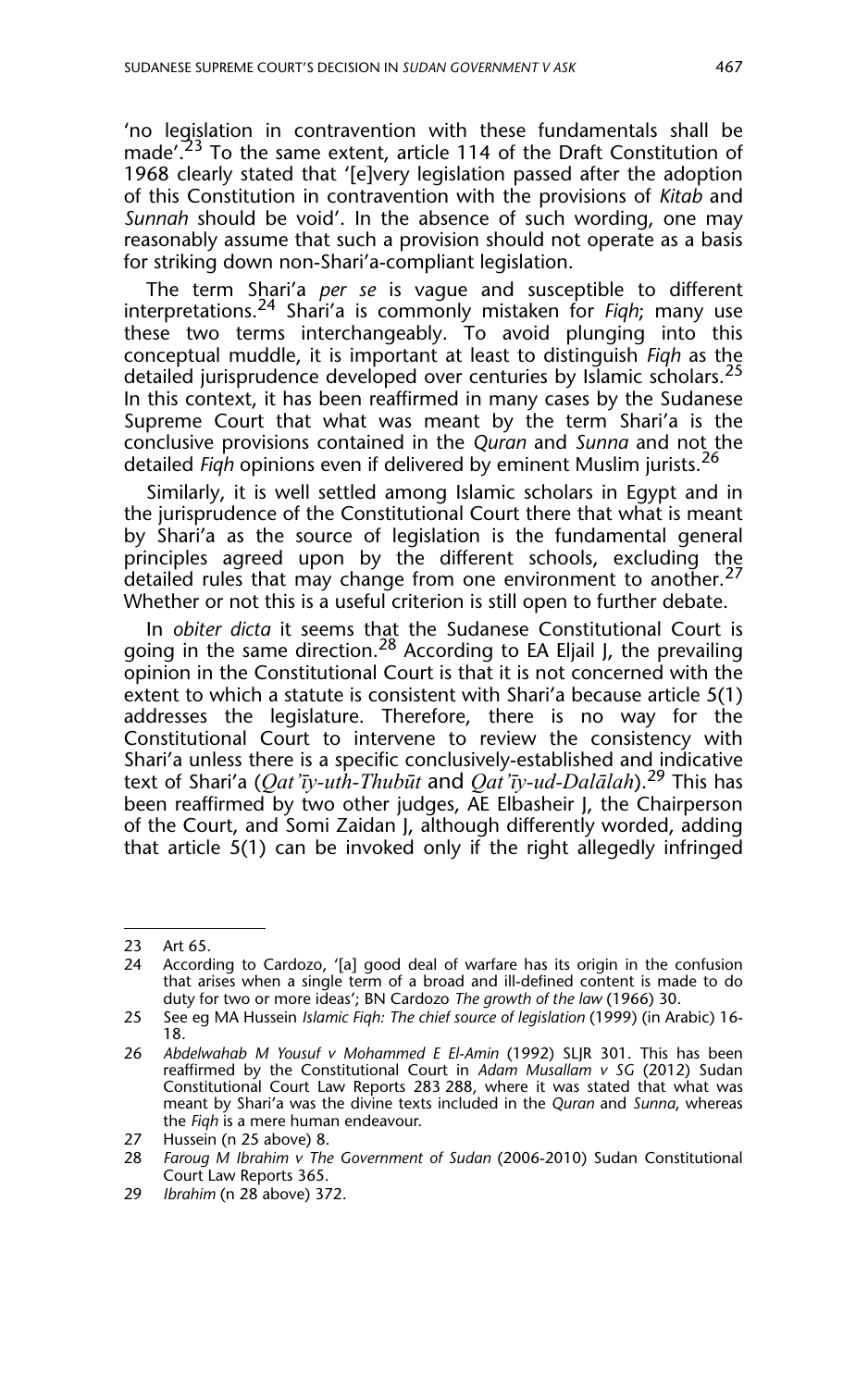'no legislation in contravention with these fundamentals shall be made'.[23] To the same extent, article 114 of the Draft Constitution of 1968 clearly stated that '[e]very legislation passed after the adoption of this Constitution in contravention with the provisions of *Kitab* and *Sunnah* should be void'. In the absence of such wording, one may reasonably assume that such a provision should not operate as a basis for striking down non-Shari'a-compliant legislation.

The term Shari'a *per se* is vague and susceptible to different interpretations.[24] Shari'a is commonly mistaken for *Fiqh*; many use these two terms interchangeably. To avoid plunging into this conceptual muddle, it is important at least to distinguish *Fiqh* as the detailed jurisprudence developed over centuries by Islamic scholars.[25] In this context, it has been reaffirmed in many cases by the Sudanese Supreme Court that what was meant by the term Shari'a is the conclusive provisions contained in the *Quran* and *Sunna* and not the detailed *Fiqh* opinions even if delivered by eminent Muslim jurists.[26]

Similarly, it is well settled among Islamic scholars in Egypt and in the jurisprudence of the Constitutional Court there that what is meant by Shari'a as the source of legislation is the fundamental general principles agreed upon by the different schools, excluding the detailed rules that may change from one environment to another.[27] Whether or not this is a useful criterion is still open to further debate.

In *obiter dicta* it seems that the Sudanese Constitutional Court is going in the same direction.[28] According to EA Eljail J, the prevailing opinion in the Constitutional Court is that it is not concerned with the extent to which a statute is consistent with Shari'a because article 5(1) addresses the legislature. Therefore, there is no way for the Constitutional Court to intervene to review the consistency with Shari'a unless there is a specific conclusively-established and indicative text of Shari'a (*Qat'īy-uth-Thubūt* and *Qat'īy-ud-Dalālah*).[29] This has been reaffirmed by two other judges, AE Elbasheir J, the Chairperson of the Court, and Somi Zaidan J, although differently worded, adding that article 5(1) can be invoked only if the right allegedly infringed

---

23 Art 65.

24 According to Cardozo, '[a] good deal of warfare has its origin in the confusion that arises when a single term of a broad and ill-defined content is made to do duty for two or more ideas'; BN Cardozo *The growth of the law* (1966) 30.

25 See eg MA Hussein *Islamic Fiqh: The chief source of legislation* (1999) (in Arabic) 16-18.

26 *Abdelwahab M Yousuf v Mohammed E El-Amin* (1992) SLJR 301. This has been reaffirmed by the Constitutional Court in *Adam Musallam v SG* (2012) Sudan Constitutional Court Law Reports 283 288, where it was stated that what was meant by Shari'a was the divine texts included in the *Quran* and *Sunna*, whereas the *Fiqh* is a mere human endeavour.

27 Hussein (n 25 above) 8.

28 *Faroug M Ibrahim v The Government of Sudan* (2006-2010) Sudan Constitutional Court Law Reports 365.

29 *Ibrahim* (n 28 above) 372.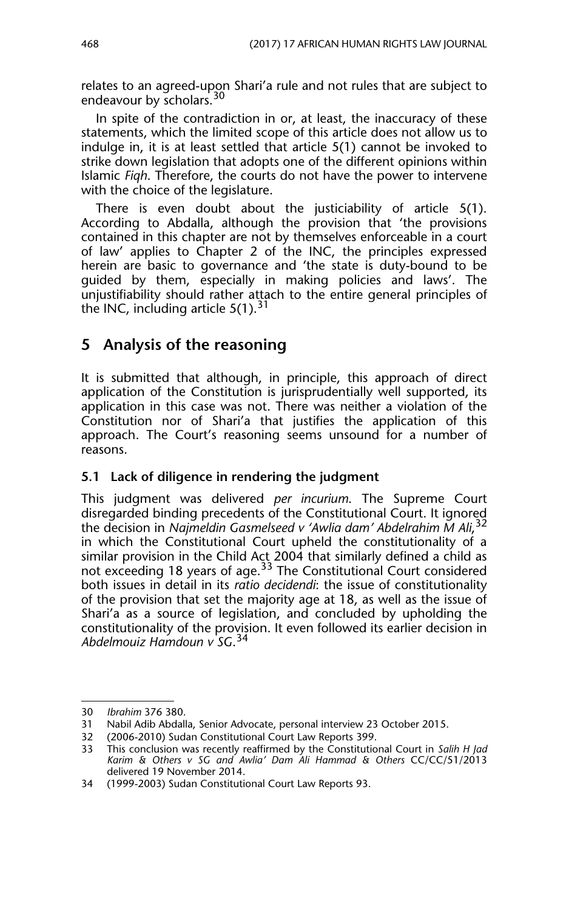relates to an agreed-upon Shari'a rule and not rules that are subject to endeavour by scholars.[30]

In spite of the contradiction in or, at least, the inaccuracy of these statements, which the limited scope of this article does not allow us to indulge in, it is at least settled that article 5(1) cannot be invoked to strike down legislation that adopts one of the different opinions within Islamic *Fiqh*. Therefore, the courts do not have the power to intervene with the choice of the legislature.

There is even doubt about the justiciability of article 5(1). According to Abdalla, although the provision that 'the provisions contained in this chapter are not by themselves enforceable in a court of law' applies to Chapter 2 of the INC, the principles expressed herein are basic to governance and 'the state is duty-bound to be guided by them, especially in making policies and laws'. The unjustifiability should rather attach to the entire general principles of the INC, including article 5(1).[31]

## 5 Analysis of the reasoning

It is submitted that although, in principle, this approach of direct application of the Constitution is jurisprudentially well supported, its application in this case was not. There was neither a violation of the Constitution nor of Shari'a that justifies the application of this approach. The Court's reasoning seems unsound for a number of reasons.

### 5.1 Lack of diligence in rendering the judgment

This judgment was delivered *per incurium*. The Supreme Court disregarded binding precedents of the Constitutional Court. It ignored the decision in *Najmeldin Gasmelseed v 'Awlia dam' Abdelrahim M Ali*,[32] in which the Constitutional Court upheld the constitutionality of a similar provision in the Child Act 2004 that similarly defined a child as not exceeding 18 years of age.[33] The Constitutional Court considered both issues in detail in its *ratio decidendi*: the issue of constitutionality of the provision that set the majority age at 18, as well as the issue of Shari'a as a source of legislation, and concluded by upholding the constitutionality of the provision. It even followed its earlier decision in *Abdelmouiz Hamdoun v SG*.[34]

---

30 *Ibrahim* 376 380.

31 Nabil Adib Abdalla, Senior Advocate, personal interview 23 October 2015.

32 (2006-2010) Sudan Constitutional Court Law Reports 399.

33 This conclusion was recently reaffirmed by the Constitutional Court in *Salih H Jad Karim & Others v SG and Awlia' Dam Ali Hammad & Others* CC/CC/51/2013 delivered 19 November 2014.

34 (1999-2003) Sudan Constitutional Court Law Reports 93.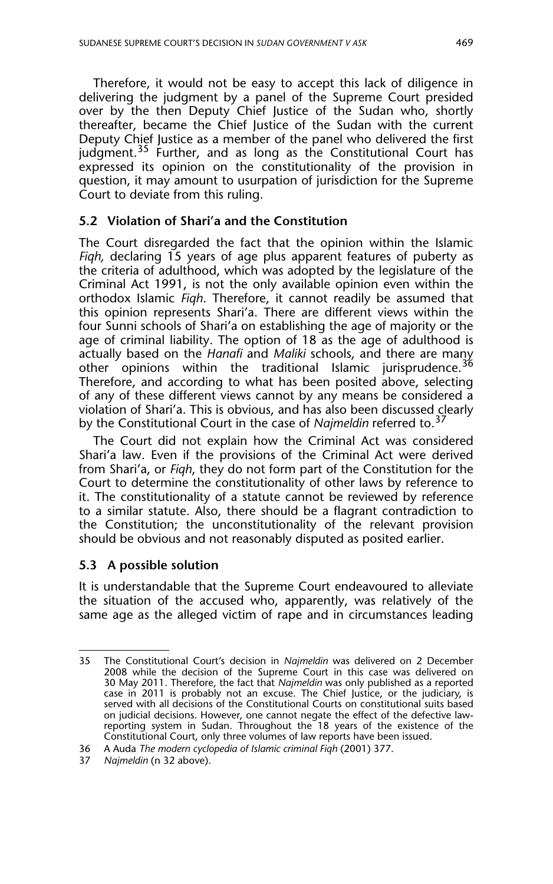Therefore, it would not be easy to accept this lack of diligence in delivering the judgment by a panel of the Supreme Court presided over by the then Deputy Chief Justice of the Sudan who, shortly thereafter, became the Chief Justice of the Sudan with the current Deputy Chief Justice as a member of the panel who delivered the first judgment.[35] Further, and as long as the Constitutional Court has expressed its opinion on the constitutionality of the provision in question, it may amount to usurpation of jurisdiction for the Supreme Court to deviate from this ruling.

### 5.2 Violation of Shari'a and the Constitution

The Court disregarded the fact that the opinion within the Islamic *Fiqh,* declaring 15 years of age plus apparent features of puberty as the criteria of adulthood, which was adopted by the legislature of the Criminal Act 1991, is not the only available opinion even within the orthodox Islamic *Fiqh*. Therefore, it cannot readily be assumed that this opinion represents Shari'a. There are different views within the four Sunni schools of Shari'a on establishing the age of majority or the age of criminal liability. The option of 18 as the age of adulthood is actually based on the *Hanafi* and *Maliki* schools, and there are many other opinions within the traditional Islamic jurisprudence.[36] Therefore, and according to what has been posited above, selecting of any of these different views cannot by any means be considered a violation of Shari'a. This is obvious, and has also been discussed clearly by the Constitutional Court in the case of *Najmeldin* referred to.[37]

The Court did not explain how the Criminal Act was considered Shari'a law. Even if the provisions of the Criminal Act were derived from Shari'a, or *Fiqh*, they do not form part of the Constitution for the Court to determine the constitutionality of other laws by reference to it. The constitutionality of a statute cannot be reviewed by reference to a similar statute. Also, there should be a flagrant contradiction to the Constitution; the unconstitutionality of the relevant provision should be obvious and not reasonably disputed as posited earlier.

### 5.3 A possible solution

It is understandable that the Supreme Court endeavoured to alleviate the situation of the accused who, apparently, was relatively of the same age as the alleged victim of rape and in circumstances leading

---

35 The Constitutional Court's decision in *Najmeldin* was delivered on 2 December 2008 while the decision of the Supreme Court in this case was delivered on 30 May 2011. Therefore, the fact that *Najmeldin* was only published as a reported case in 2011 is probably not an excuse. The Chief Justice, or the judiciary, is served with all decisions of the Constitutional Courts on constitutional suits based on judicial decisions. However, one cannot negate the effect of the defective law-reporting system in Sudan. Throughout the 18 years of the existence of the Constitutional Court, only three volumes of law reports have been issued.

36 A Auda *The modern cyclopedia of Islamic criminal Fiqh* (2001) 377.

37 *Najmeldin* (n 32 above).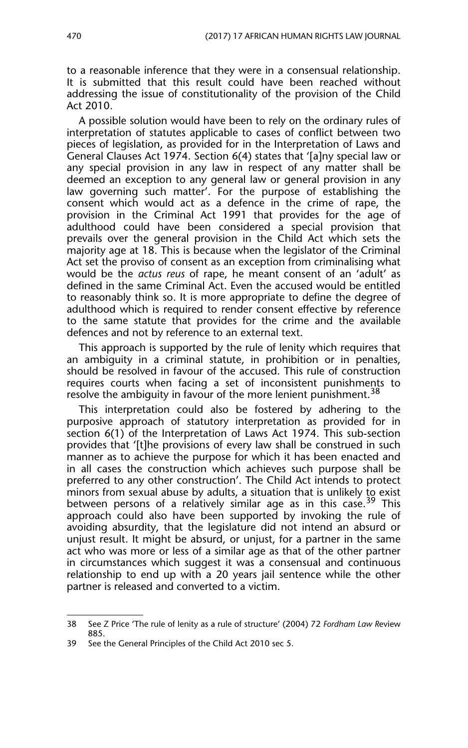to a reasonable inference that they were in a consensual relationship. It is submitted that this result could have been reached without addressing the issue of constitutionality of the provision of the Child Act 2010.

A possible solution would have been to rely on the ordinary rules of interpretation of statutes applicable to cases of conflict between two pieces of legislation, as provided for in the Interpretation of Laws and General Clauses Act 1974. Section 6(4) states that '[a]ny special law or any special provision in any law in respect of any matter shall be deemed an exception to any general law or general provision in any law governing such matter'. For the purpose of establishing the consent which would act as a defence in the crime of rape, the provision in the Criminal Act 1991 that provides for the age of adulthood could have been considered a special provision that prevails over the general provision in the Child Act which sets the majority age at 18. This is because when the legislator of the Criminal Act set the proviso of consent as an exception from criminalising what would be the *actus reus* of rape, he meant consent of an 'adult' as defined in the same Criminal Act. Even the accused would be entitled to reasonably think so. It is more appropriate to define the degree of adulthood which is required to render consent effective by reference to the same statute that provides for the crime and the available defences and not by reference to an external text.

This approach is supported by the rule of lenity which requires that an ambiguity in a criminal statute, in prohibition or in penalties, should be resolved in favour of the accused. This rule of construction requires courts when facing a set of inconsistent punishments to resolve the ambiguity in favour of the more lenient punishment.[38]

This interpretation could also be fostered by adhering to the purposive approach of statutory interpretation as provided for in section 6(1) of the Interpretation of Laws Act 1974. This sub-section provides that '[t]he provisions of every law shall be construed in such manner as to achieve the purpose for which it has been enacted and in all cases the construction which achieves such purpose shall be preferred to any other construction'. The Child Act intends to protect minors from sexual abuse by adults, a situation that is unlikely to exist between persons of a relatively similar age as in this case.[39] This approach could also have been supported by invoking the rule of avoiding absurdity, that the legislature did not intend an absurd or unjust result. It might be absurd, or unjust, for a partner in the same act who was more or less of a similar age as that of the other partner in circumstances which suggest it was a consensual and continuous relationship to end up with a 20 years jail sentence while the other partner is released and converted to a victim.

38 See Z Price 'The rule of lenity as a rule of structure' (2004) 72 *Fordham Law Review* 885.

39 See the General Principles of the Child Act 2010 sec 5.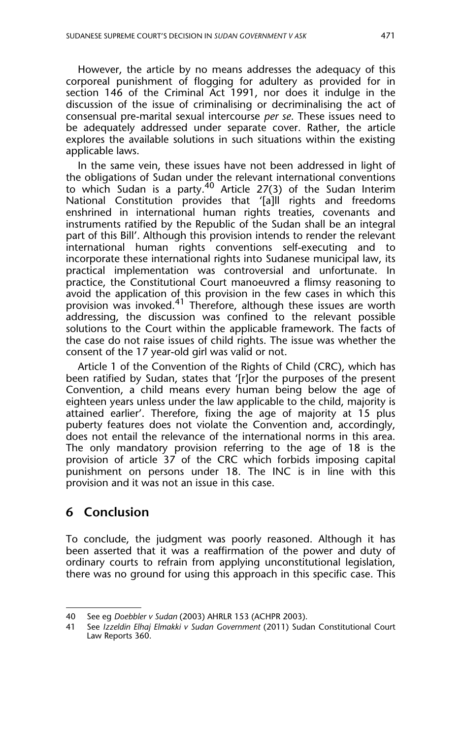However, the article by no means addresses the adequacy of this corporeal punishment of flogging for adultery as provided for in section 146 of the Criminal Act 1991, nor does it indulge in the discussion of the issue of criminalising or decriminalising the act of consensual pre-marital sexual intercourse *per se*. These issues need to be adequately addressed under separate cover. Rather, the article explores the available solutions in such situations within the existing applicable laws.

In the same vein, these issues have not been addressed in light of the obligations of Sudan under the relevant international conventions to which Sudan is a party.[40] Article 27(3) of the Sudan Interim National Constitution provides that '[a]ll rights and freedoms enshrined in international human rights treaties, covenants and instruments ratified by the Republic of the Sudan shall be an integral part of this Bill'. Although this provision intends to render the relevant international human rights conventions self-executing and to incorporate these international rights into Sudanese municipal law, its practical implementation was controversial and unfortunate. In practice, the Constitutional Court manoeuvred a flimsy reasoning to avoid the application of this provision in the few cases in which this provision was invoked.[41] Therefore, although these issues are worth addressing, the discussion was confined to the relevant possible solutions to the Court within the applicable framework. The facts of the case do not raise issues of child rights. The issue was whether the consent of the 17 year-old girl was valid or not.

Article 1 of the Convention of the Rights of Child (CRC), which has been ratified by Sudan, states that '[f]or the purposes of the present Convention, a child means every human being below the age of eighteen years unless under the law applicable to the child, majority is attained earlier'. Therefore, fixing the age of majority at 15 plus puberty features does not violate the Convention and, accordingly, does not entail the relevance of the international norms in this area. The only mandatory provision referring to the age of 18 is the provision of article 37 of the CRC which forbids imposing capital punishment on persons under 18. The INC is in line with this provision and it was not an issue in this case.

## 6 Conclusion

To conclude, the judgment was poorly reasoned. Although it has been asserted that it was a reaffirmation of the power and duty of ordinary courts to refrain from applying unconstitutional legislation, there was no ground for using this approach in this specific case. This

---

40 See eg *Doebbler v Sudan* (2003) AHRLR 153 (ACHPR 2003).

41 See *Izzeldin Elhaj Elmakki v Sudan Government* (2011) Sudan Constitutional Court Law Reports 360.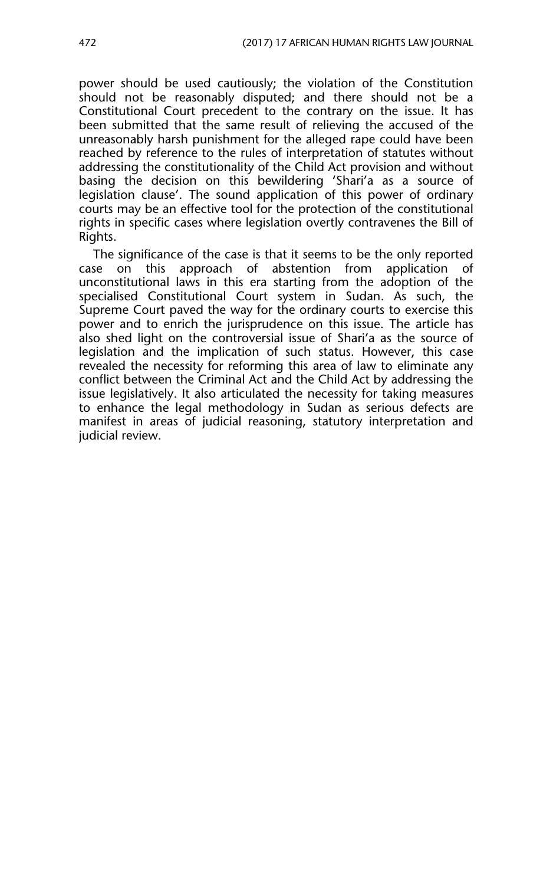power should be used cautiously; the violation of the Constitution should not be reasonably disputed; and there should not be a Constitutional Court precedent to the contrary on the issue. It has been submitted that the same result of relieving the accused of the unreasonably harsh punishment for the alleged rape could have been reached by reference to the rules of interpretation of statutes without addressing the constitutionality of the Child Act provision and without basing the decision on this bewildering 'Shari'a as a source of legislation clause'. The sound application of this power of ordinary courts may be an effective tool for the protection of the constitutional rights in specific cases where legislation overtly contravenes the Bill of Rights.

The significance of the case is that it seems to be the only reported case on this approach of abstention from application of unconstitutional laws in this era starting from the adoption of the specialised Constitutional Court system in Sudan. As such, the Supreme Court paved the way for the ordinary courts to exercise this power and to enrich the jurisprudence on this issue. The article has also shed light on the controversial issue of Shari'a as the source of legislation and the implication of such status. However, this case revealed the necessity for reforming this area of law to eliminate any conflict between the Criminal Act and the Child Act by addressing the issue legislatively. It also articulated the necessity for taking measures to enhance the legal methodology in Sudan as serious defects are manifest in areas of judicial reasoning, statutory interpretation and judicial review.